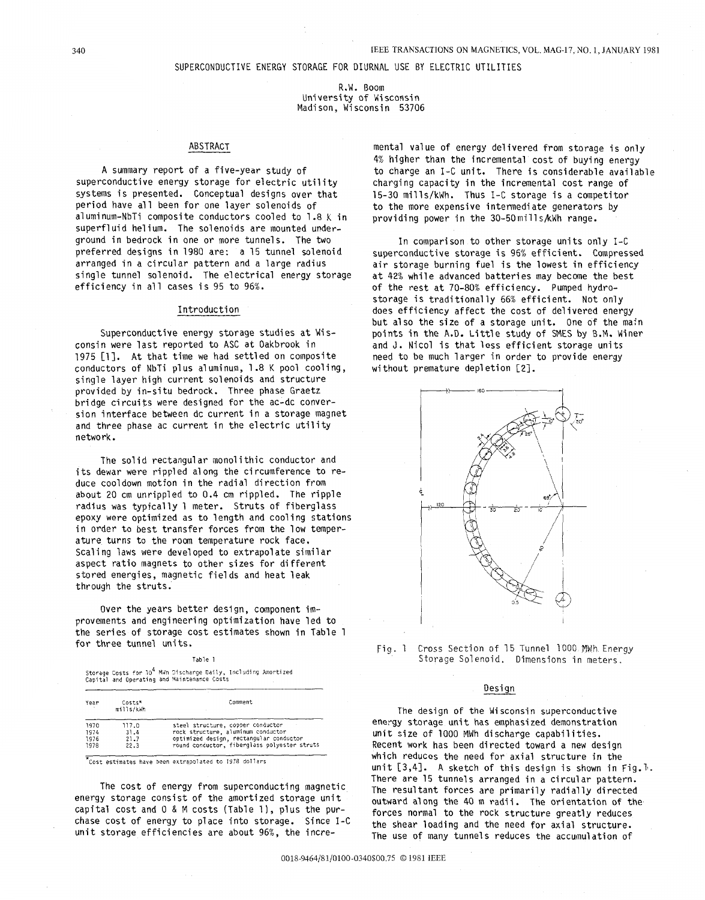# SUPERCONDUCTIVE ENERGY STORAGE FOR DIURNAL USE BY ELECTRIC UTILITIES

R.W. Boom
University of Wisconsin
Madison, Wisconsin 53706

## ABSTRACT

A summary report of a five-year study of superconductive energy storage for electric utility systems is presented. Conceptual designs over that period have all been for one layer solenoids of aluminum-NbTi composite conductors cooled to 1.8 K in superfluid helium. The solenoids are mounted underground in bedrock in one or more tunnels. The two preferred designs in 1980 are: a 15 tunnel solenoid arranged in a circular pattern and a large radius single tunnel solenoid. The electrical energy storage efficiency in all cases is 95 to 96%.

## Introduction

Superconductive energy storage studies at Wisconsin were last reported to ASC at Oakbrook in 1975 [1]. At that time we had settled on composite conductors of NbTi plus aluminum, 1.8 K pool cooling, single layer high current solenoids and structure provided by in-situ bedrock. Three phase Graetz bridge circuits were designed for the ac-dc conversion interface between dc current in a storage magnet and three phase ac current in the electric utility network.

The solid rectangular monolithic conductor and its dewar were rippled along the circumference to reduce cooldown motion in the radial direction from about 20 cm unrippled to 0.4 cm rippled. The ripple radius was typically 1 meter. Struts of fiberglass epoxy were optimized as to length and cooling stations in order to best transfer forces from the low temperature turns to the room temperature rock face. Scaling laws were developed to extrapolate similar aspect ratio magnets to other sizes for different stored energies, magnetic fields and heat leak through the struts.

Over the years better design, component improvements and engineering optimization have led to the series of storage cost estimates shown in Table 1 for three tunnel units.

Table 1

Storage Costs for $10^4$ MWh Discharge Daily, Including Amortized Capital and Operating and Maintenance Costs

| Year | Costs* mills/kWh | Comment |
|---|---|---|
| 1970 | 117.0 | steel structure, copper conductor |
| 1974 | 31.4 | rock structure, aluminum conductor |
| 1976 | 21.7 | optimized design, rectangular conductor |
| 1978 | 22.3 | round conductor, fiberglass polyester struts |

*Cost estimates have been extrapolated to 1978 dollars

The cost of energy from superconducting magnetic energy storage consist of the amortized storage unit capital cost and O & M costs (Table 1), plus the purchase cost of energy to place into storage. Since I-C unit storage efficiencies are about 96%, the incremental value of energy delivered from storage is only 4% higher than the incremental cost of buying energy to charge an I-C unit. There is considerable available charging capacity in the incremental cost range of 15-30 mills/kWh. Thus I-C storage is a competitor to the more expensive intermediate generators by providing power in the 30-50 mills/kWh range.

In comparison to other storage units only I-C superconductive storage is 96% efficient. Compressed air storage burning fuel is the lowest in efficiency at 42% while advanced batteries may become the best of the rest at 70-80% efficiency. Pumped hydro-storage is traditionally 66% efficient. Not only does efficiency affect the cost of delivered energy but also the size of a storage unit. One of the main points in the A.D. Little study of SMES by B.M. Winer and J. Nicol is that less efficient storage units need to be much larger in order to provide energy without premature depletion [2].

Fig. 1 Cross Section of 15 Tunnel 1000 MWh Energy Storage Solenoid. Dimensions in meters.

## Design

The design of the Wisconsin superconductive energy storage unit has emphasized demonstration unit size of 1000 MWh discharge capabilities. Recent work has been directed toward a new design which reduces the need for axial structure in the unit [3,4]. A sketch of this design is shown in Fig. 1. There are 15 tunnels arranged in a circular pattern. The resultant forces are primarily radially directed outward along the 40 m radii. The orientation of the forces normal to the rock structure greatly reduces the shear loading and the need for axial structure. The use of many tunnels reduces the accumulation of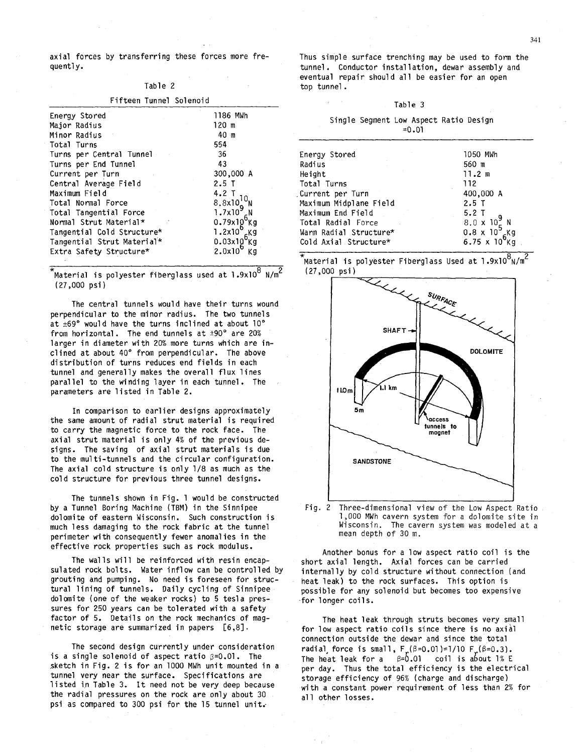axial forces by transferring these forces more frequently.

Table 2

Fifteen Tunnel Solenoid

| | |
|---|---|
| Energy Stored | 1186 MWh |
| Major Radius | 120 m |
| Minor Radius | 40 m |
| Total Turns | 554 |
| Turns per Central Tunnel | 36 |
| Turns per End Tunnel | 43 |
| Current per Turn | 300,000 A |
| Central Average Field | 2.5 T |
| Maximum Field | 4.2 T |
| Total Normal Force | $8.8 \times 10^{10}$ N |
| Total Tangential Force | $1.7 \times 10^{9}$ N |
| Normal Strut Material* | $0.79 \times 10^{6}$ Kg |
| Tangential Cold Structure* | $1.2 \times 10^{6}$ Kg |
| Tangential Strut Material* | $0.03 \times 10^{6}$ Kg |
| Extra Safety Structure* | $2.0 \times 10^{6}$ Kg |

*Material is polyester fiberglass used at $1.9 \times 10^{8}$ N/m$^2$ (27,000 psi)

The central tunnels would have their turns wound perpendicular to the minor radius. The two tunnels at ±69° would have the turns inclined at about 10° from horizontal. The end tunnels at ±90° are 20% larger in diameter with 20% more turns which are inclined at about 40° from perpendicular. The above distribution of turns reduces end fields in each tunnel and generally makes the overall flux lines parallel to the winding layer in each tunnel. The parameters are listed in Table 2.

In comparison to earlier designs approximately the same amount of radial strut material is required to carry the magnetic force to the rock face. The axial strut material is only 4% of the previous designs. The saving of axial strut materials is due to the multi-tunnels and the circular configuration. The axial cold structure is only 1/8 as much as the cold structure for previous three tunnel designs.

The tunnels shown in Fig. 1 would be constructed by a Tunnel Boring Machine (TBM) in the Sinnipee dolomite of eastern Wisconsin. Such construction is much less damaging to the rock fabric at the tunnel perimeter with consequently fewer anomalies in the effective rock properties such as rock modulus.

The walls will be reinforced with resin encapsulated rock bolts. Water inflow can be controlled by grouting and pumping. No need is foreseen for structural lining of tunnels. Daily cycling of Sinnipee dolomite (one of the weaker rocks) to 5 tesla pressures for 250 years can be tolerated with a safety factor of 5. Details on the rock mechanics of magnetic storage are summarized in papers [6,8].

The second design currently under consideration is a single solenoid of aspect ratio $\beta$=0.01. The sketch in Fig. 2 is for an 1000 MWh unit mounted in a tunnel very near the surface. Specifications are listed in Table 3. It need not be very deep because the radial pressures on the rock are only about 30 psi as compared to 300 psi for the 15 tunnel unit. Thus simple surface trenching may be used to form the tunnel. Conductor installation, dewar assembly and eventual repair should all be easier for an open top tunnel.

Table 3

Single Segment Low Aspect Ratio Design =0.01

| | |
|---|---|
| Energy Stored | 1050 MWh |
| Radius | 560 m |
| Height | 11.2 m |
| Total Turns | 112 |
| Current per Turn | 400,000 A |
| Maximum Midplane Field | 2.5 T |
| Maximum End Field | 5.2 T |
| Total Radial Force | $8.0 \times 10^{9}$ N |
| Warm Radial Structure* | $0.8 \times 10^{5}$ Kg |
| Cold Axial Structure* | $6.75 \times 10^{6}$ Kg |

*Material is polyester Fiberglass Used at $1.9 \times 10^{8}$ N/m$^2$ (27,000 psi)

Fig. 2 Three-dimensional view of the Low Aspect Ratio 1,000 MWh cavern system for a dolomite site in Wisconsin. The cavern system was modeled at a mean depth of 30 m.

Another bonus for a low aspect ratio coil is the short axial length. Axial forces can be carried internally by cold structure without connection (and heat leak) to the rock surfaces. This option is possible for any solenoid but becomes too expensive for longer coils.

The heat leak through struts becomes very small for low aspect ratio coils since there is no axial connection outside the dewar and since the total radial force is small, $F_r(\beta=0.01) \approx 1/10\ F_r(\beta=0.3)$. The heat leak for a $\beta$=0.01 coil is about 1% E per day. Thus the total efficiency is the electrical storage efficiency of 96% (charge and discharge) with a constant power requirement of less than 2% for all other losses.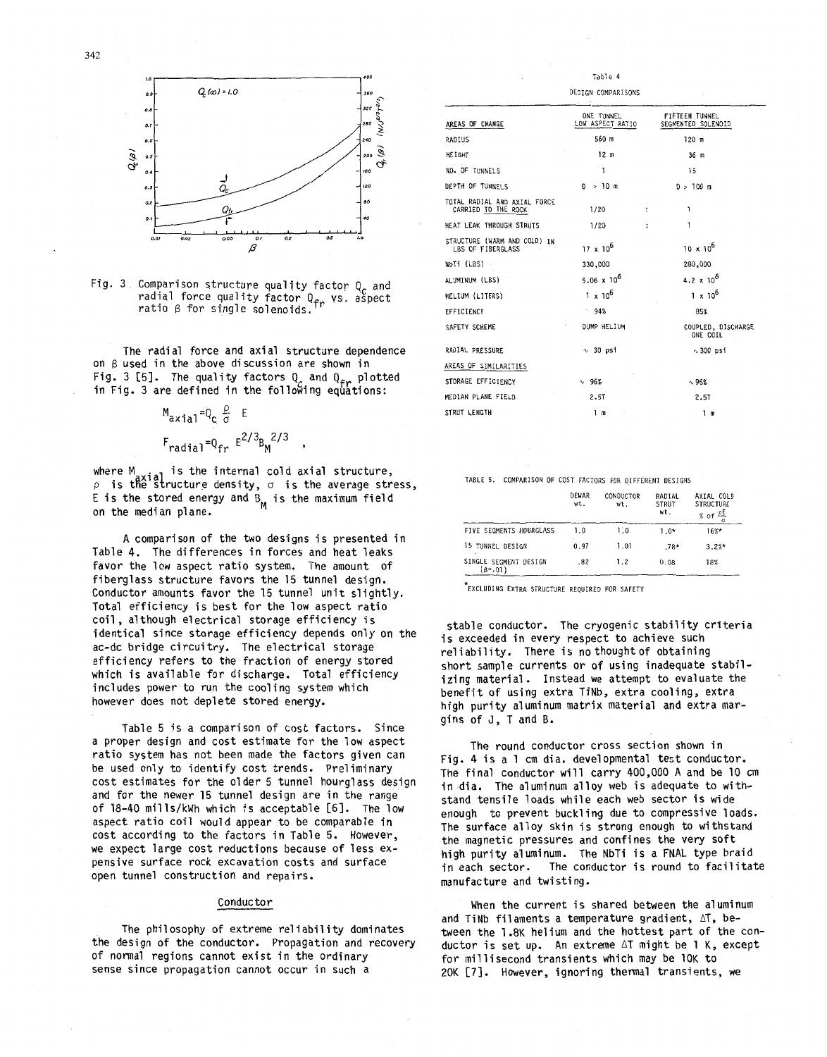Fig. 3 Comparison structure quality factor $Q_c$ and radial force quality factor $Q_{fr}$ vs. aspect ratio $\beta$ for single solenoids.

The radial force and axial structure dependence on $\beta$ used in the above discussion are shown in Fig. 3 [5]. The quality factors $Q_c$ and $Q_{fr}$ plotted in Fig. 3 are defined in the following equations:

$$M_{axial} = Q_c \frac{\rho}{\sigma} E$$

$$F_{radial} = Q_{fr} E^{2/3} B_M^{2/3} ,$$

where $M_{axial}$ is the internal cold axial structure, $\rho$ is the structure density, $\sigma$ is the average stress, E is the stored energy and $B_M$ is the maximum field on the median plane.

A comparison of the two designs is presented in Table 4. The differences in forces and heat leaks favor the low aspect ratio system. The amount of fiberglass structure favors the 15 tunnel design. Conductor amounts favor the 15 tunnel unit slightly. Total efficiency is best for the low aspect ratio coil, although electrical storage efficiency is identical since storage efficiency depends only on the ac-dc bridge circuitry. The electrical storage efficiency refers to the fraction of energy stored which is available for discharge. Total efficiency includes power to run the cooling system which however does not deplete stored energy.

Table 5 is a comparison of cost factors. Since a proper design and cost estimate for the low aspect ratio system has not been made the factors given can be used only to identify cost trends. Preliminary cost estimates for the older 5 tunnel hourglass design and for the newer 15 tunnel design are in the range of 18-40 mills/kWh which is acceptable [6]. The low aspect ratio coil would appear to be comparable in cost according to the factors in Table 5. However, we expect large cost reductions because of less expensive surface rock excavation costs and surface open tunnel construction and repairs.

Table 4

DESIGN COMPARISONS

| AREAS OF CHANGE | ONE TUNNEL LOW ASPECT RATIO | | FIFTEEN TUNNEL SEGMENTED SOLENOID |
|---|---|---|---|
| RADIUS | 560 m | | 120 m |
| HEIGHT | 12 m | | 36 m |
| NO. OF TUNNELS | 1 | | 15 |
| DEPTH OF TUNNELS | D > 10 m | | D > 100 m |
| TOTAL RADIAL AND AXIAL FORCE CARRIED TO THE ROCK | 1/20 | : | 1 |
| HEAT LEAK THROUGH STRUTS | 1/20 | : | 1 |
| STRUCTURE (WARM AND COLD) IN LBS OF FIBERGLASS | $17 \times 10^6$ | | $10 \times 10^6$ |
| NbTi (LBS) | 330,000 | | 280,000 |
| ALUMINUM (LBS) | $5.06 \times 10^6$ | | $4.2 \times 10^6$ |
| HELIUM (LITERS) | $1 \times 10^6$ | | $1 \times 10^6$ |
| EFFICIENCY | 94% | | 85% |
| SAFETY SCHEME | DUMP HELIUM | | COUPLED, DISCHARGE ONE COIL |
| RADIAL PRESSURE | ~ 30 psi | | ~ 300 psi |
| AREAS OF SIMILARITIES | | | |
| STORAGE EFFICIENCY | ~ 96% | | ~ 96% |
| MEDIAN PLANE FIELD | 2.5T | | 2.5T |
| STRUT LENGTH | 1 m | | 1 m |

TABLE 5. COMPARISON OF COST FACTORS FOR DIFFERENT DESIGNS

| | DEWAR wt. | CONDUCTOR wt. | RADIAL STRUT wt. | AXIAL COLD STRUCTURE % of $\frac{\rho E}{\sigma}$ |
|---|---|---|---|---|
| FIVE SEGMENTS HOURGLASS | 1.0 | 1.0 | 1.0* | 16%* |
| 15 TUNNEL DESIGN | 0.97 | 1.01 | .78* | 3.2%* |
| SINGLE SEGMENT DESIGN ($\beta$=.01) | .82 | 1.2 | 0.08 | 18% |

*EXCLUDING EXTRA STRUCTURE REQUIRED FOR SAFETY

## Conductor

The philosophy of extreme reliability dominates the design of the conductor. Propagation and recovery of normal regions cannot exist in the ordinary sense since propagation cannot occur in such a stable conductor. The cryogenic stability criteria is exceeded in every respect to achieve such reliability. There is no thought of obtaining short sample currents or of using inadequate stabilizing material. Instead we attempt to evaluate the benefit of using extra TiNb, extra cooling, extra high purity aluminum matrix material and extra margins of J, T and B.

The round conductor cross section shown in Fig. 4 is a 1 cm dia. developmental test conductor. The final conductor will carry 400,000 A and be 10 cm in dia. The aluminum alloy web is adequate to withstand tensile loads while each web sector is wide enough to prevent buckling due to compressive loads. The surface alloy skin is strong enough to withstand the magnetic pressures and confines the very soft high purity aluminum. The NbTi is a FNAL type braid in each sector. The conductor is round to facilitate manufacture and twisting.

When the current is shared between the aluminum and TiNb filaments a temperature gradient, $\Delta T$, between the 1.8K helium and the hottest part of the conductor is set up. An extreme $\Delta T$ might be 1 K, except for millisecond transients which may be 10K to 20K [7]. However, ignoring thermal transients, we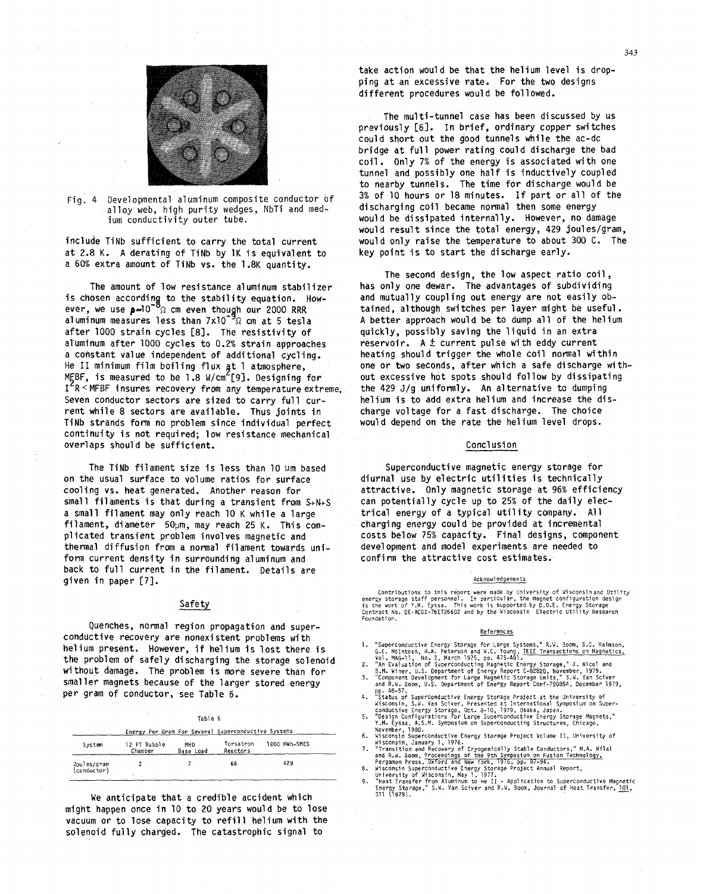Fig. 4 Developmental aluminum composite conductor of alloy web, high purity wedges, NbTi and medium conductivity outer tube.

include TiNb sufficient to carry the total current at 2.8 K. A derating of TiNb by 1K is equivalent to a 60% extra amount of TiNb vs. the 1.8K quantity.

The amount of low resistance aluminum stabilizer is chosen according to the stability equation. However, we use $\rho \sim 10^{-8}\ \Omega$ cm even though our 2000 RRR aluminum measures less than $7\times10^{-9}\ \Omega$ cm at 5 tesla after 1000 strain cycles [8]. The resistivity of aluminum after 1000 cycles to 0.2% strain approaches a constant value independent of additional cycling. He II minimum film boiling flux at 1 atmosphere, MFBF, is measured to be 1.8 W/cm$^2$ [9]. Designing for $I^2R <$ MFBF insures recovery from any temperature extreme. Seven conductor sectors are sized to carry full current while 8 sectors are available. Thus joints in TiNb strands form no problem since individual perfect continuity is not required; low resistance mechanical overlaps should be sufficient.

The TiNb filament size is less than 10 μm based on the usual surface to volume ratios for surface cooling vs. heat generated. Another reason for small filaments is that during a transient from S→N→S a small filament may only reach 10 K while a large filament, diameter 50μm, may reach 25 K. This complicated transient problem involves magnetic and thermal diffusion from a normal filament towards uniform current density in surrounding aluminum and back to full current in the filament. Details are given in paper [7].

## Safety

Quenches, normal region propagation and superconductive recovery are nonexistent problems with helium present. However, if helium is lost there is the problem of safely discharging the storage solenoid without damage. The problem is more severe than for smaller magnets because of the larger stored energy per gram of conductor, see Table 6.

Table 6

Energy Per Gram For Several Superconductive Systems

| System | 12 FT Bubble Chamber | MHD Base Load | Torsatron Reactors | 1000 MWh-SMES |
|---|---|---|---|---|
| Joules/gram (conductor) | 2 | 7 | 66 | 429 |

We anticipate that a credible accident which might happen once in 10 to 20 years would be to lose vacuum or to lose capacity to refill helium with the solenoid fully charged. The catastrophic signal to take action would be that the helium level is dropping at an excessive rate. For the two designs different procedures would be followed.

The multi-tunnel case has been discussed by us previously [6]. In brief, ordinary copper switches could short out the good tunnels while the ac-dc bridge at full power rating could discharge the bad coil. Only 7% of the energy is associated with one tunnel and possibly one half is inductively coupled to nearby tunnels. The time for discharge would be 3% of 10 hours or 18 minutes. If part or all of the discharging coil became normal then some energy would be dissipated internally. However, no damage would result since the total energy, 429 joules/gram, would only raise the temperature to about 300 C. The key point is to start the discharge early.

The second design, the low aspect ratio coil, has only one dewar. The advantages of subdividing and mutually coupling out energy are not easily obtained, although switches per layer might be useful. A better approach would be to dump all of the helium quickly, possibly saving the liquid in an extra reservoir. A ± current pulse with eddy current heating should trigger the whole coil normal within one or two seconds, after which a safe discharge without excessive hot spots should follow by dissipating the 429 J/g uniformly. An alternative to dumping helium is to add extra helium and increase the discharge voltage for a fast discharge. The choice would depend on the rate the helium level drops.

## Conclusion

Superconductive magnetic energy storage for diurnal use by electric utilities is technically attractive. Only magnetic storage at 96% efficiency can potentially cycle up to 25% of the daily electrical energy of a typical utility company. All charging energy could be provided at incremental costs below 75% capacity. Final designs, component development and model experiments are needed to confirm the attractive cost estimates.

### Acknowledgements

Contributions to this report were made by University of Wisconsin and Utility energy storage staff personnel. In particular, the magnet configuration design is the work of Y.M. Eyssa. This work is supported by D.O.E. Energy Storage Contract No. DE-AC02-76ET26602 and by the Wisconsin Electric Utility Research Foundation.

### References

1. "Superconductive Energy Storage for Large Systems," R.W. Boom, B.C. Haimson, G.E. McIntosh, H.A. Peterson and W.C. Young, IEEE Transactions on Magnetics, Vol. MAG-11, No. 2, March 1975, pp. 475-481.
2. "An Evaluation of Superconducting Magnetic Energy Storage," J. Nicol and B.M. Winer, U.S. Department of Energy Report C-82820, November, 1979.
3. "Component Development for Large Magnetic Storage Units," S.W. Van Sciver and R.W. Boom, U.S. Department of Energy Report Conf-790854, December 1979, pp. 48-57.
4. "Status of Superconductive Energy Storage Project at the University of Wisconsin, S.W. Van Sciver, Presented at International Symposium on Superconductive Energy Storage, Oct. 8-10, 1979, Osaka, Japan.
5. "Design Configurations for Large Superconductive Energy Storage Magnets," Y.M. Eyssa, A.S.M. Symposium on Superconducting Structures, Chicago, November, 1980.
6. Wisconsin Superconductive Energy Storage Project Volume II, University of Wisconsin, January 1, 1976.
7. "Transition and Recovery of Cryogenically Stable Conductors," M.A. Hilal and R.W. Boom, Proceedings of the 9th Symposium on Fusion Technology, Pergamon Press, Oxford and New York, 1976, pp. 87-94.
8. Wisconsin Superconductive Energy Storage Project Annual Report, University of Wisconsin, May 1, 1977.
9. "Heat Transfer from Aluminum to He II - Application to Superconductive Magnetic Energy Storage," S.W. Van Sciver and R.W. Boom, Journal of Heat Transfer, 101, 371 (1979).